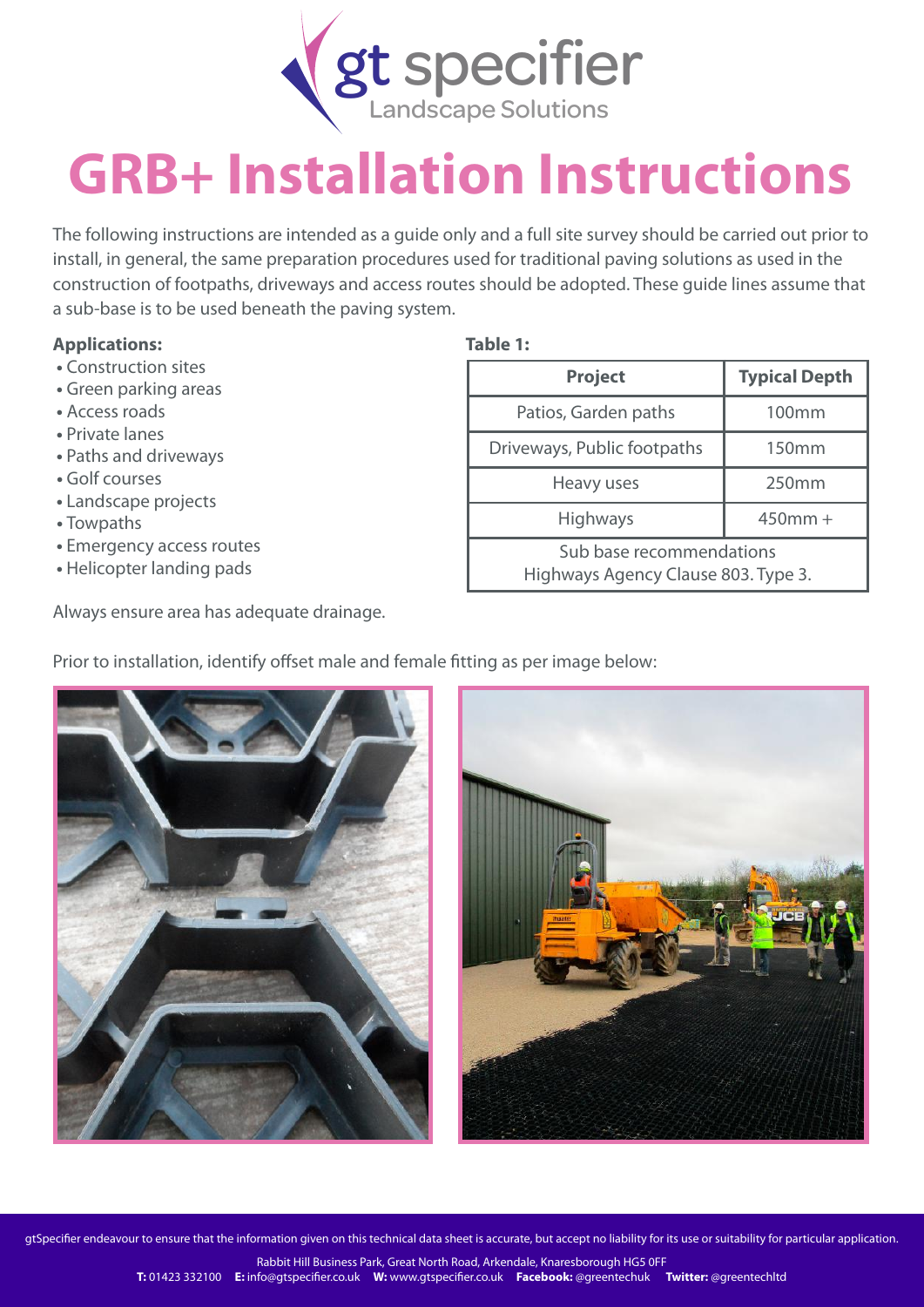# GRB+ Installation Instructions

The following instructions are intended as a guide only and a full site survey should be carried out prior to install, in general, the same preparation procedures used for traditional paving solutions as used in the construction of footpaths, driveways and access routes should be adopted. These guide lines assume that a sub-base is to be used beneath the paving system.

**Applications:**

- Construction sites
- Green parking areas
- Access roads
- Private lanes
- Paths and driveways
- Golf courses
- Landscape projects
- Towpaths
- Emergency access routes
- Helicopter landing pads

**Table 1:**

| Project | Typical Depth |
|---|---|
| Patios, Garden paths | 100mm |
| Driveways, Public footpaths | 150mm |
| Heavy uses | 250mm |
| Highways | 450mm + |
| Sub base recommendations Highways Agency Clause 803. Type 3. | |

Always ensure area has adequate drainage.

Prior to installation, identify offset male and female fitting as per image below:

gtSpecifier endeavour to ensure that the information given on this technical data sheet is accurate, but accept no liability for its use or suitability for particular application.

Rabbit Hill Business Park, Great North Road, Arkendale, Knaresborough HG5 0FF
**T:** 01423 332100 **E:** info@gtspecifier.co.uk **W:** www.gtspecifier.co.uk **Facebook:** @greentechuk **Twitter:** @greentechltd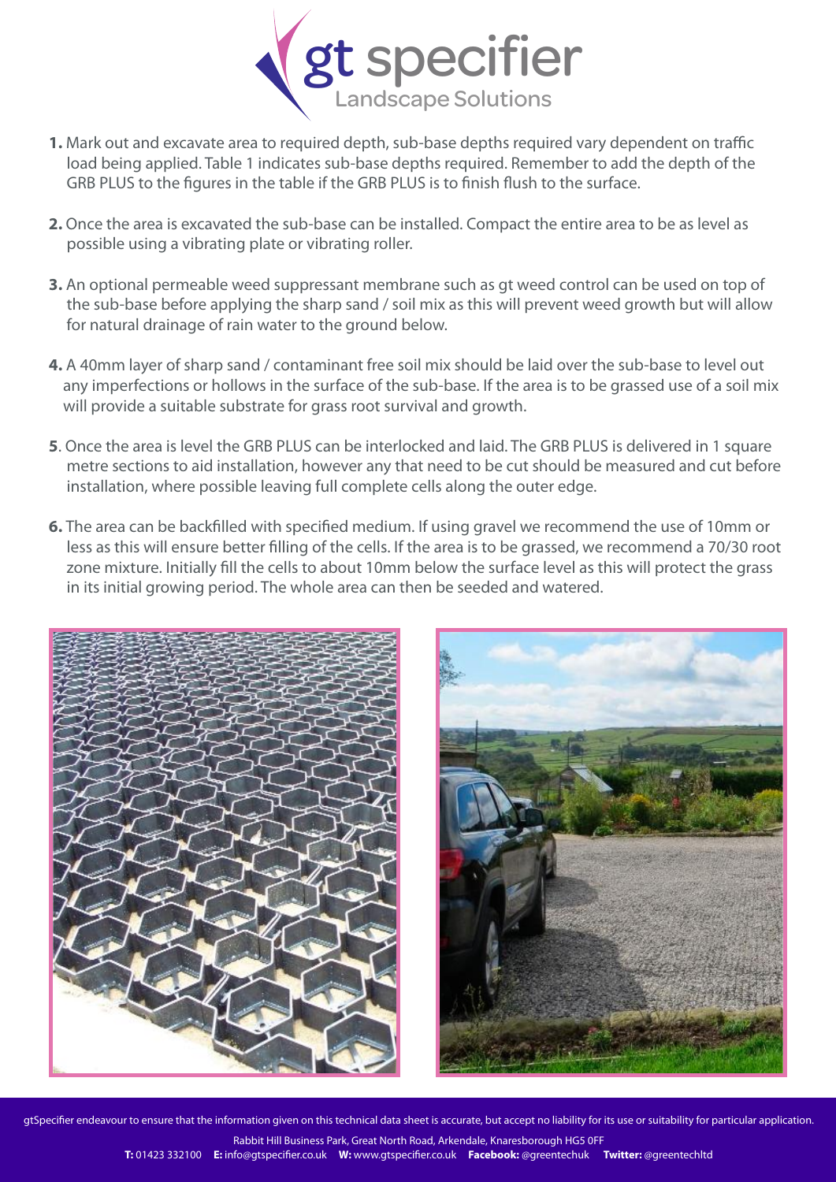1. Mark out and excavate area to required depth, sub-base depths required vary dependent on traffic load being applied. Table 1 indicates sub-base depths required. Remember to add the depth of the GRB PLUS to the figures in the table if the GRB PLUS is to finish flush to the surface.

2. Once the area is excavated the sub-base can be installed. Compact the entire area to be as level as possible using a vibrating plate or vibrating roller.

3. An optional permeable weed suppressant membrane such as gt weed control can be used on top of the sub-base before applying the sharp sand / soil mix as this will prevent weed growth but will allow for natural drainage of rain water to the ground below.

4. A 40mm layer of sharp sand / contaminant free soil mix should be laid over the sub-base to level out any imperfections or hollows in the surface of the sub-base. If the area is to be grassed use of a soil mix will provide a suitable substrate for grass root survival and growth.

5. Once the area is level the GRB PLUS can be interlocked and laid. The GRB PLUS is delivered in 1 square metre sections to aid installation, however any that need to be cut should be measured and cut before installation, where possible leaving full complete cells along the outer edge.

6. The area can be backfilled with specified medium. If using gravel we recommend the use of 10mm or less as this will ensure better filling of the cells. If the area is to be grassed, we recommend a 70/30 root zone mixture. Initially fill the cells to about 10mm below the surface level as this will protect the grass in its initial growing period. The whole area can then be seeded and watered.

gtSpecifier endeavour to ensure that the information given on this technical data sheet is accurate, but accept no liability for its use or suitability for particular application.

Rabbit Hill Business Park, Great North Road, Arkendale, Knaresborough HG5 0FF

**T:** 01423 332100 **E:** info@gtspecifier.co.uk **W:** www.gtspecifier.co.uk **Facebook:** @greentechuk **Twitter:** @greentechltd